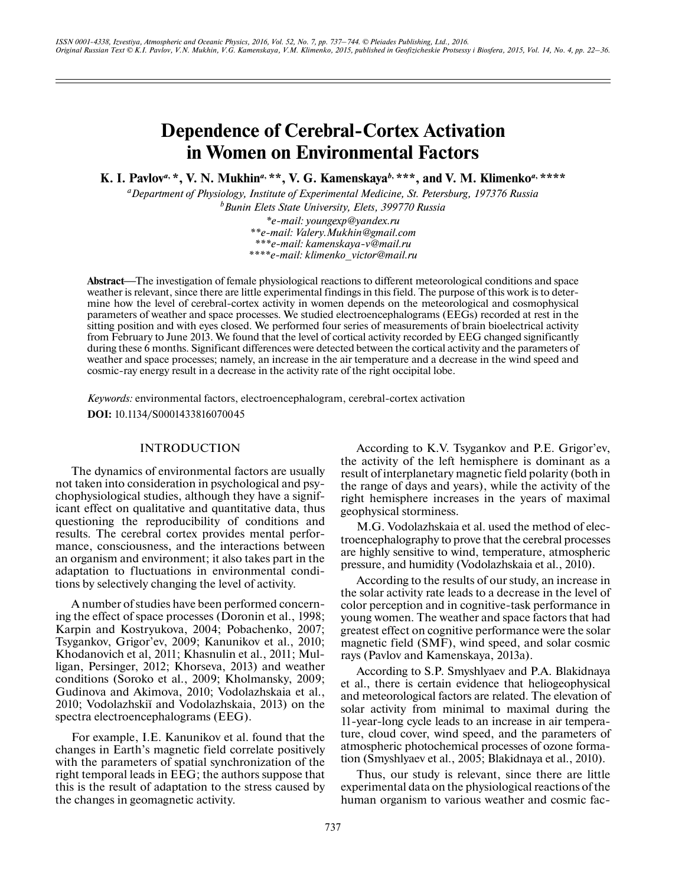# Dependence of Cerebral-Cortex Activation in Women on Environmental Factors

**K. I. Pavlov[a, *], V. N. Mukhin[a, **], V. G. Kamenskaya[b, ***], and V. M. Klimenko[a, ****]**

[a]*Department of Physiology, Institute of Experimental Medicine, St. Petersburg, 197376 Russia*

[b]*Bunin Elets State University, Elets, 399770 Russia*

*\*e-mail: youngexp@yandex.ru*

*\*\*e-mail: Valery.Mukhin@gmail.com*

*\*\*\*e-mail: kamenskaya-v@mail.ru*

*\*\*\*\*e-mail: klimenko_victor@mail.ru*

**Abstract**—The investigation of female physiological reactions to different meteorological conditions and space weather is relevant, since there are little experimental findings in this field. The purpose of this work is to determine how the level of cerebral-cortex activity in women depends on the meteorological and cosmophysical parameters of weather and space processes. We studied electroencephalograms (EEGs) recorded at rest in the sitting position and with eyes closed. We performed four series of measurements of brain bioelectrical activity from February to June 2013. We found that the level of cortical activity recorded by EEG changed significantly during these 6 months. Significant differences were detected between the cortical activity and the parameters of weather and space processes; namely, an increase in the air temperature and a decrease in the wind speed and cosmic-ray energy result in a decrease in the activity rate of the right occipital lobe.

*Keywords:* environmental factors, electroencephalogram, cerebral-cortex activation

**DOI:** 10.1134/S0001433816070045

## INTRODUCTION

The dynamics of environmental factors are usually not taken into consideration in psychological and psychophysiological studies, although they have a significant effect on qualitative and quantitative data, thus questioning the reproducibility of conditions and results. The cerebral cortex provides mental performance, consciousness, and the interactions between an organism and environment; it also takes part in the adaptation to fluctuations in environmental conditions by selectively changing the level of activity.

A number of studies have been performed concerning the effect of space processes (Doronin et al., 1998; Karpin and Kostryukova, 2004; Pobachenko, 2007; Tsygankov, Grigor'ev, 2009; Kanunikov et al., 2010; Khodanovich et al, 2011; Khasnulin et al., 2011; Mulligan, Persinger, 2012; Khorseva, 2013) and weather conditions (Soroko et al., 2009; Kholmansky, 2009; Gudinova and Akimova, 2010; Vodolazhskaia et al., 2010; Vodolazhskiĭ and Vodolazhskaia, 2013) on the spectra electroencephalograms (EEG).

For example, I.E. Kanunikov et al. found that the changes in Earth's magnetic field correlate positively with the parameters of spatial synchronization of the right temporal leads in EEG; the authors suppose that this is the result of adaptation to the stress caused by the changes in geomagnetic activity.

According to K.V. Tsygankov and P.E. Grigor'ev, the activity of the left hemisphere is dominant as a result of interplanetary magnetic field polarity (both in the range of days and years), while the activity of the right hemisphere increases in the years of maximal geophysical storminess.

M.G. Vodolazhskaia et al. used the method of electroencephalography to prove that the cerebral processes are highly sensitive to wind, temperature, atmospheric pressure, and humidity (Vodolazhskaia et al., 2010).

According to the results of our study, an increase in the solar activity rate leads to a decrease in the level of color perception and in cognitive-task performance in young women. The weather and space factors that had greatest effect on cognitive performance were the solar magnetic field (SMF), wind speed, and solar cosmic rays (Pavlov and Kamenskaya, 2013a).

According to S.P. Smyshlyaev and P.A. Blakidnaya et al., there is certain evidence that heliogeophysical and meteorological factors are related. The elevation of solar activity from minimal to maximal during the 11-year-long cycle leads to an increase in air temperature, cloud cover, wind speed, and the parameters of atmospheric photochemical processes of ozone formation (Smyshlyaev et al., 2005; Blakidnaya et al., 2010).

Thus, our study is relevant, since there are little experimental data on the physiological reactions of the human organism to various weather and cosmic fac-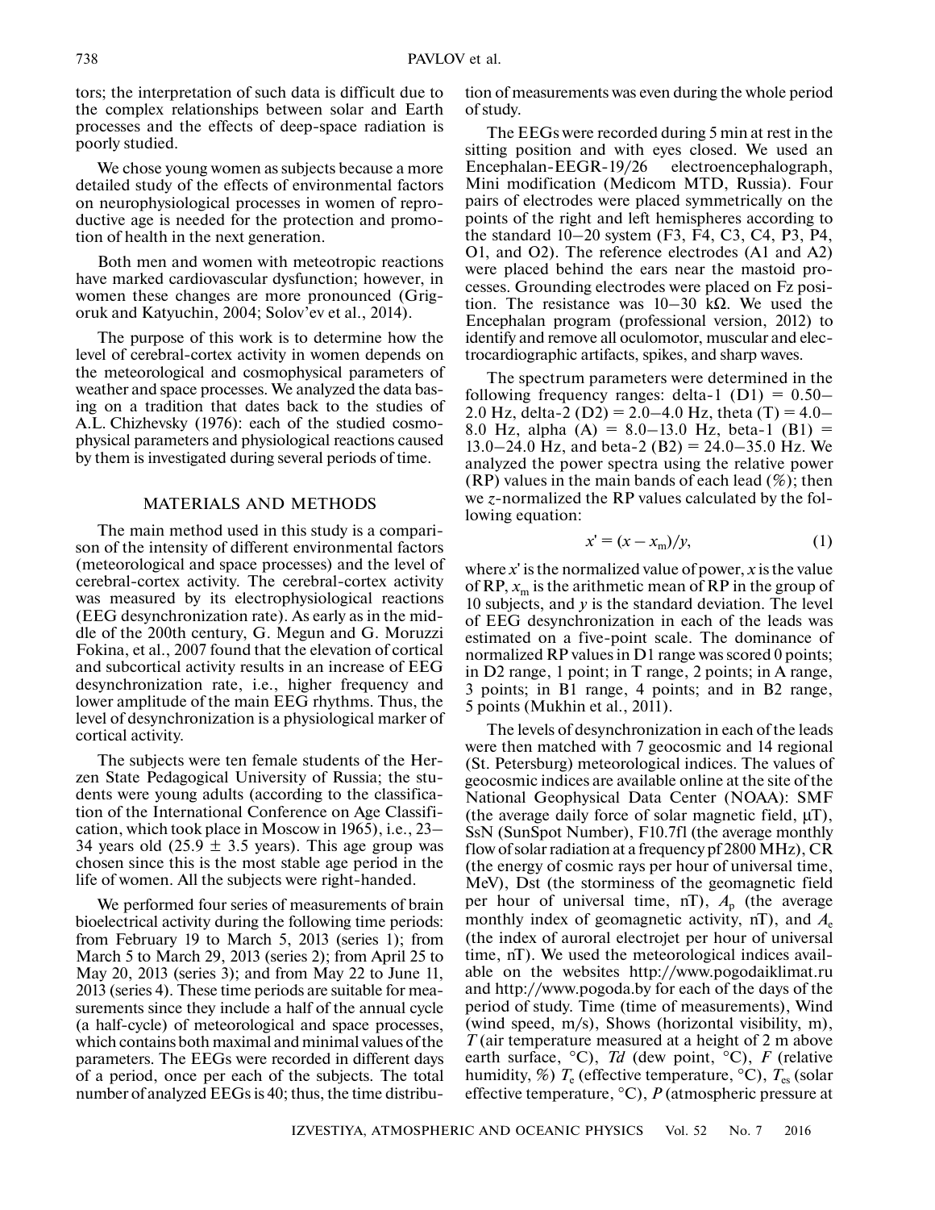tors; the interpretation of such data is difficult due to the complex relationships between solar and Earth processes and the effects of deep-space radiation is poorly studied.

We chose young women as subjects because a more detailed study of the effects of environmental factors on neurophysiological processes in women of reproductive age is needed for the protection and promotion of health in the next generation.

Both men and women with meteotropic reactions have marked cardiovascular dysfunction; however, in women these changes are more pronounced (Grigoruk and Katyuchin, 2004; Solov'ev et al., 2014).

The purpose of this work is to determine how the level of cerebral-cortex activity in women depends on the meteorological and cosmophysical parameters of weather and space processes. We analyzed the data basing on a tradition that dates back to the studies of A.L. Chizhevsky (1976): each of the studied cosmophysical parameters and physiological reactions caused by them is investigated during several periods of time.

## MATERIALS AND METHODS

The main method used in this study is a comparison of the intensity of different environmental factors (meteorological and space processes) and the level of cerebral-cortex activity. The cerebral-cortex activity was measured by its electrophysiological reactions (EEG desynchronization rate). As early as in the middle of the 200th century, G. Megun and G. Moruzzi Fokina, et al., 2007 found that the elevation of cortical and subcortical activity results in an increase of EEG desynchronization rate, i.e., higher frequency and lower amplitude of the main EEG rhythms. Thus, the level of desynchronization is a physiological marker of cortical activity.

The subjects were ten female students of the Herzen State Pedagogical University of Russia; the students were young adults (according to the classification of the International Conference on Age Classification, which took place in Moscow in 1965), i.e., 23–34 years old (25.9 ± 3.5 years). This age group was chosen since this is the most stable age period in the life of women. All the subjects were right-handed.

We performed four series of measurements of brain bioelectrical activity during the following time periods: from February 19 to March 5, 2013 (series 1); from March 5 to March 29, 2013 (series 2); from April 25 to May 20, 2013 (series 3); and from May 22 to June 11, 2013 (series 4). These time periods are suitable for measurements since they include a half of the annual cycle (a half-cycle) of meteorological and space processes, which contains both maximal and minimal values of the parameters. The EEGs were recorded in different days of a period, once per each of the subjects. The total number of analyzed EEGs is 40; thus, the time distribution of measurements was even during the whole period of study.

The EEGs were recorded during 5 min at rest in the sitting position and with eyes closed. We used an Encephalan-EEGR-19/26 electroencephalograph, Mini modification (Medicom MTD, Russia). Four pairs of electrodes were placed symmetrically on the points of the right and left hemispheres according to the standard 10–20 system (F3, F4, C3, C4, P3, P4, O1, and O2). The reference electrodes (A1 and A2) were placed behind the ears near the mastoid processes. Grounding electrodes were placed on Fz position. The resistance was 10–30 kΩ. We used the Encephalan program (professional version, 2012) to identify and remove all oculomotor, muscular and electrocardiographic artifacts, spikes, and sharp waves.

The spectrum parameters were determined in the following frequency ranges: delta-1 (D1) = 0.50–2.0 Hz, delta-2 (D2) = 2.0–4.0 Hz, theta (T) = 4.0–8.0 Hz, alpha (A) = 8.0–13.0 Hz, beta-1 (B1) = 13.0–24.0 Hz, and beta-2 (B2) = 24.0–35.0 Hz. We analyzed the power spectra using the relative power (RP) values in the main bands of each lead (%); then we *z*-normalized the RP values calculated by the following equation:

$$x' = (x - x_{\mathrm{m}})/y, \tag{1}$$

where $x'$ is the normalized value of power, $x$ is the value of RP, $x_{\mathrm{m}}$ is the arithmetic mean of RP in the group of 10 subjects, and $y$ is the standard deviation. The level of EEG desynchronization in each of the leads was estimated on a five-point scale. The dominance of normalized RP values in D1 range was scored 0 points; in D2 range, 1 point; in T range, 2 points; in A range, 3 points; in B1 range, 4 points; and in B2 range, 5 points (Mukhin et al., 2011).

The levels of desynchronization in each of the leads were then matched with 7 geocosmic and 14 regional (St. Petersburg) meteorological indices. The values of geocosmic indices are available online at the site of the National Geophysical Data Center (NOAA): SMF (the average daily force of solar magnetic field, μT), SsN (SunSpot Number), F10.7fl (the average monthly flow of solar radiation at a frequency pf 2800 MHz), CR (the energy of cosmic rays per hour of universal time, MeV), Dst (the storminess of the geomagnetic field per hour of universal time, nT), $A_{\mathrm{p}}$ (the average monthly index of geomagnetic activity, nT), and $A_{\mathrm{e}}$ (the index of auroral electrojet per hour of universal time, nT). We used the meteorological indices available on the websites http://www.pogodaiklimat.ru and http://www.pogoda.by for each of the days of the period of study. Time (time of measurements), Wind (wind speed, m/s), Shows (horizontal visibility, m), $T$ (air temperature measured at a height of 2 m above earth surface, °C), $Td$ (dew point, °C), $F$ (relative humidity, %) $T_{\mathrm{e}}$ (effective temperature, °C), $T_{\mathrm{es}}$ (solar effective temperature, °C), $P$ (atmospheric pressure at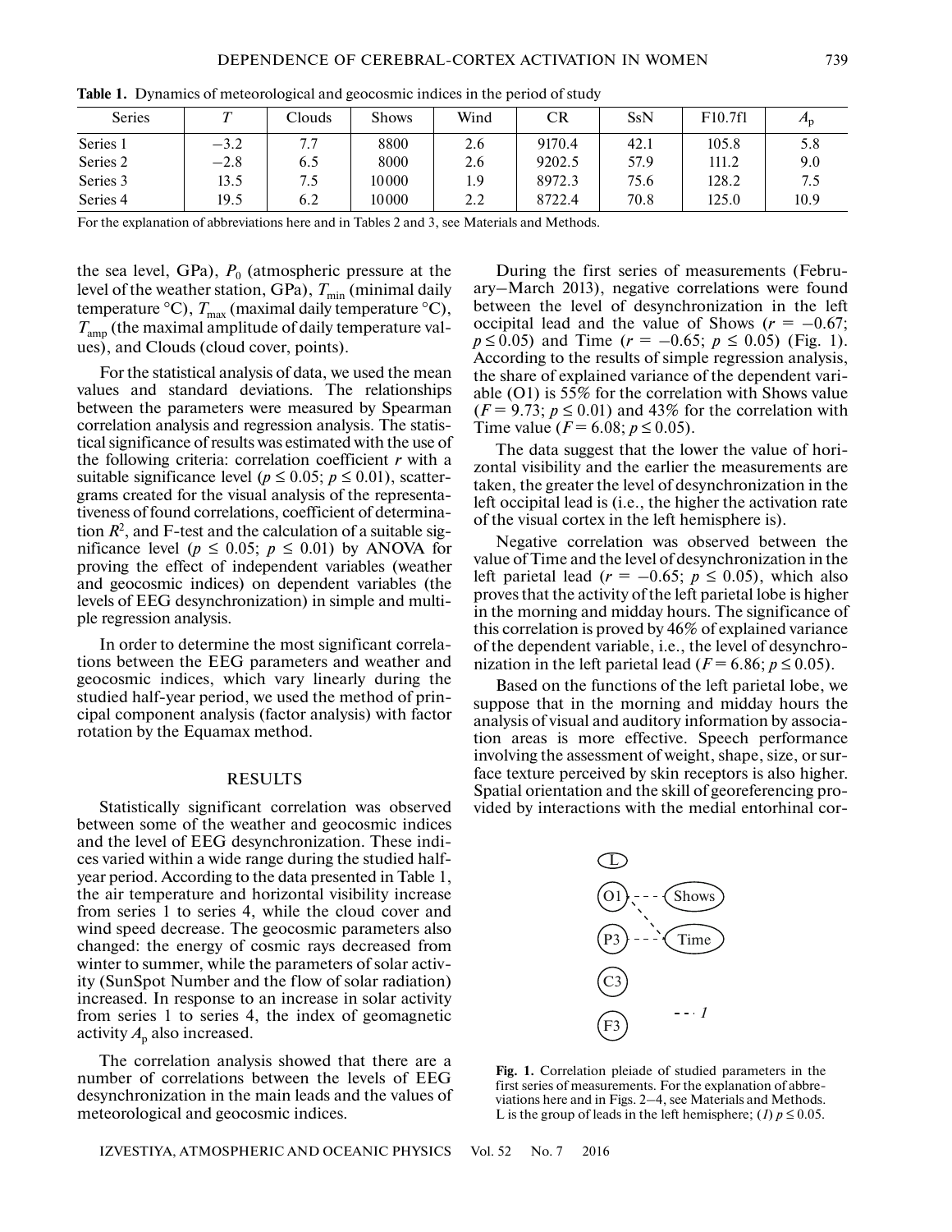**Table 1.** Dynamics of meteorological and geocosmic indices in the period of study

| Series | $T$ | Clouds | Shows | Wind | CR | SsN | F10.7f1 | $A_p$ |
|---|---|---|---|---|---|---|---|---|
| Series 1 | −3.2 | 7.7 | 8800 | 2.6 | 9170.4 | 42.1 | 105.8 | 5.8 |
| Series 2 | −2.8 | 6.5 | 8000 | 2.6 | 9202.5 | 57.9 | 111.2 | 9.0 |
| Series 3 | 13.5 | 7.5 | 10000 | 1.9 | 8972.3 | 75.6 | 128.2 | 7.5 |
| Series 4 | 19.5 | 6.2 | 10000 | 2.2 | 8722.4 | 70.8 | 125.0 | 10.9 |

For the explanation of abbreviations here and in Tables 2 and 3, see Materials and Methods.

the sea level, GPa), $P_0$ (atmospheric pressure at the level of the weather station, GPa), $T_{\min}$ (minimal daily temperature °C), $T_{\max}$ (maximal daily temperature °C), $T_{\mathrm{amp}}$ (the maximal amplitude of daily temperature values), and Clouds (cloud cover, points).

For the statistical analysis of data, we used the mean values and standard deviations. The relationships between the parameters were measured by Spearman correlation analysis and regression analysis. The statistical significance of results was estimated with the use of the following criteria: correlation coefficient $r$ with a suitable significance level ($p \leq 0.05$; $p \leq 0.01$), scattergrams created for the visual analysis of the representativeness of found correlations, coefficient of determination $R^2$, and F-test and the calculation of a suitable significance level ($p \leq 0.05$; $p \leq 0.01$) by ANOVA for proving the effect of independent variables (weather and geocosmic indices) on dependent variables (the levels of EEG desynchronization) in simple and multiple regression analysis.

In order to determine the most significant correlations between the EEG parameters and weather and geocosmic indices, which vary linearly during the studied half-year period, we used the method of principal component analysis (factor analysis) with factor rotation by the Equamax method.

## RESULTS

Statistically significant correlation was observed between some of the weather and geocosmic indices and the level of EEG desynchronization. These indices varied within a wide range during the studied half-year period. According to the data presented in Table 1, the air temperature and horizontal visibility increase from series 1 to series 4, while the cloud cover and wind speed decrease. The geocosmic parameters also changed: the energy of cosmic rays decreased from winter to summer, while the parameters of solar activity (SunSpot Number and the flow of solar radiation) increased. In response to an increase in solar activity from series 1 to series 4, the index of geomagnetic activity $A_p$ also increased.

The correlation analysis showed that there are a number of correlations between the levels of EEG desynchronization in the main leads and the values of meteorological and geocosmic indices.

During the first series of measurements (February–March 2013), negative correlations were found between the level of desynchronization in the left occipital lead and the value of Shows ($r = -0.67$; $p \leq 0.05$) and Time ($r = -0.65$; $p \leq 0.05$) (Fig. 1). According to the results of simple regression analysis, the share of explained variance of the dependent variable (O1) is 55% for the correlation with Shows value ($F = 9.73$; $p \leq 0.01$) and 43% for the correlation with Time value ($F = 6.08$; $p \leq 0.05$).

The data suggest that the lower the value of horizontal visibility and the earlier the measurements are taken, the greater the level of desynchronization in the left occipital lead is (i.e., the higher the activation rate of the visual cortex in the left hemisphere is).

Negative correlation was observed between the value of Time and the level of desynchronization in the left parietal lead ($r = -0.65$; $p \leq 0.05$), which also proves that the activity of the left parietal lobe is higher in the morning and midday hours. The significance of this correlation is proved by 46% of explained variance of the dependent variable, i.e., the level of desynchronization in the left parietal lead ($F = 6.86$; $p \leq 0.05$).

Based on the functions of the left parietal lobe, we suppose that in the morning and midday hours the analysis of visual and auditory information by association areas is more effective. Speech performance involving the assessment of weight, shape, size, or surface texture perceived by skin receptors is also higher. Spatial orientation and the skill of georeferencing provided by interactions with the medial entorhinal cor-

**Fig. 1.** Correlation pleiade of studied parameters in the first series of measurements. For the explanation of abbreviations here and in Figs. 2–4, see Materials and Methods. L is the group of leads in the left hemisphere; (*1*) $p \leq 0.05$.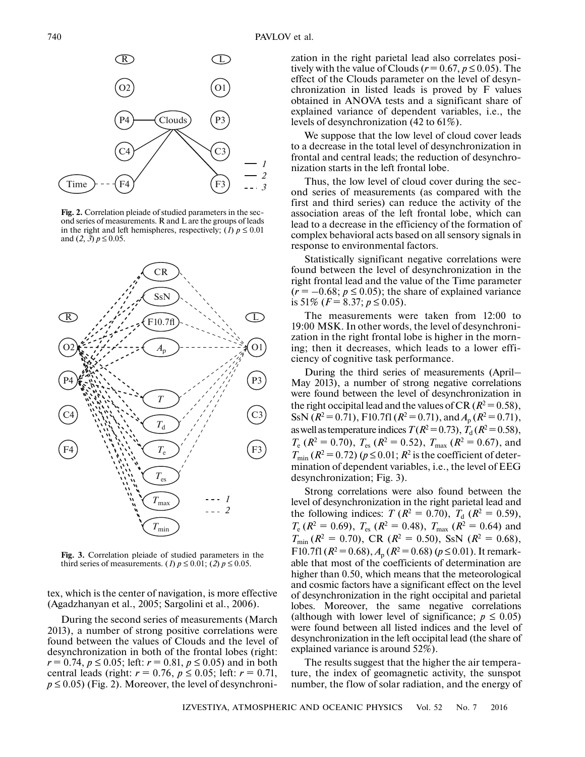**Fig. 2.** Correlation pleiade of studied parameters in the second series of measurements. R and L are the groups of leads in the right and left hemispheres, respectively; (*1*) $p \leq 0.01$ and (*2*, *3*) $p \leq 0.05$.

**Fig. 3.** Correlation pleiade of studied parameters in the third series of measurements. (*1*) $p \leq 0.01$; (*2*) $p \leq 0.05$.

tex, which is the center of navigation, is more effective (Agadzhanyan et al., 2005; Sargolini et al., 2006).

During the second series of measurements (March 2013), a number of strong positive correlations were found between the values of Clouds and the level of desynchronization in both of the frontal lobes (right: $r = 0.74$, $p \leq 0.05$; left: $r = 0.81$, $p \leq 0.05$) and in both central leads (right: $r = 0.76$, $p \leq 0.05$; left: $r = 0.71$, $p \leq 0.05$) (Fig. 2). Moreover, the level of desynchronization in the right parietal lead also correlates positively with the value of Clouds ($r = 0.67$, $p \leq 0.05$). The effect of the Clouds parameter on the level of desynchronization in listed leads is proved by F values obtained in ANOVA tests and a significant share of explained variance of dependent variables, i.e., the levels of desynchronization (42 to 61%).

We suppose that the low level of cloud cover leads to a decrease in the total level of desynchronization in frontal and central leads; the reduction of desynchronization starts in the left frontal lobe.

Thus, the low level of cloud cover during the second series of measurements (as compared with the first and third series) can reduce the activity of the association areas of the left frontal lobe, which can lead to a decrease in the efficiency of the formation of complex behavioral acts based on all sensory signals in response to environmental factors.

Statistically significant negative correlations were found between the level of desynchronization in the right frontal lead and the value of the Time parameter ($r = -0.68$; $p \leq 0.05$); the share of explained variance is 51% ($F = 8.37$; $p \leq 0.05$).

The measurements were taken from 12:00 to 19:00 MSK. In other words, the level of desynchronization in the right frontal lobe is higher in the morning; then it decreases, which leads to a lower efficiency of cognitive task performance.

During the third series of measurements (April–May 2013), a number of strong negative correlations were found between the level of desynchronization in the right occipital lead and the values of CR ($R^2 = 0.58$), SsN ($R^2 = 0.71$), F10.7fl ($R^2 = 0.71$), and $A_p$ ($R^2 = 0.71$), as well as temperature indices $T$ ($R^2 = 0.73$), $T_d$ ($R^2 = 0.58$), $T_e$ ($R^2 = 0.70$), $T_{es}$ ($R^2 = 0.52$), $T_{max}$ ($R^2 = 0.67$), and $T_{min}$ ($R^2 = 0.72$) ($p \leq 0.01$; $R^2$ is the coefficient of determination of dependent variables, i.e., the level of EEG desynchronization; Fig. 3).

Strong correlations were also found between the level of desynchronization in the right parietal lead and the following indices: $T$ ($R^2 = 0.70$), $T_d$ ($R^2 = 0.59$), $T_e$ ($R^2 = 0.69$), $T_{es}$ ($R^2 = 0.48$), $T_{max}$ ($R^2 = 0.64$) and $T_{min}$ ($R^2 = 0.70$), CR ($R^2 = 0.50$), SsN ($R^2 = 0.68$), F10.7fl ($R^2 = 0.68$), $A_p$ ($R^2 = 0.68$) ($p \leq 0.01$). It remarkable that most of the coefficients of determination are higher than 0.50, which means that the meteorological and cosmic factors have a significant effect on the level of desynchronization in the right occipital and parietal lobes. Moreover, the same negative correlations (although with lower level of significance; $p \leq 0.05$) were found between all listed indices and the level of desynchronization in the left occipital lead (the share of explained variance is around 52%).

The results suggest that the higher the air temperature, the index of geomagnetic activity, the sunspot number, the flow of solar radiation, and the energy of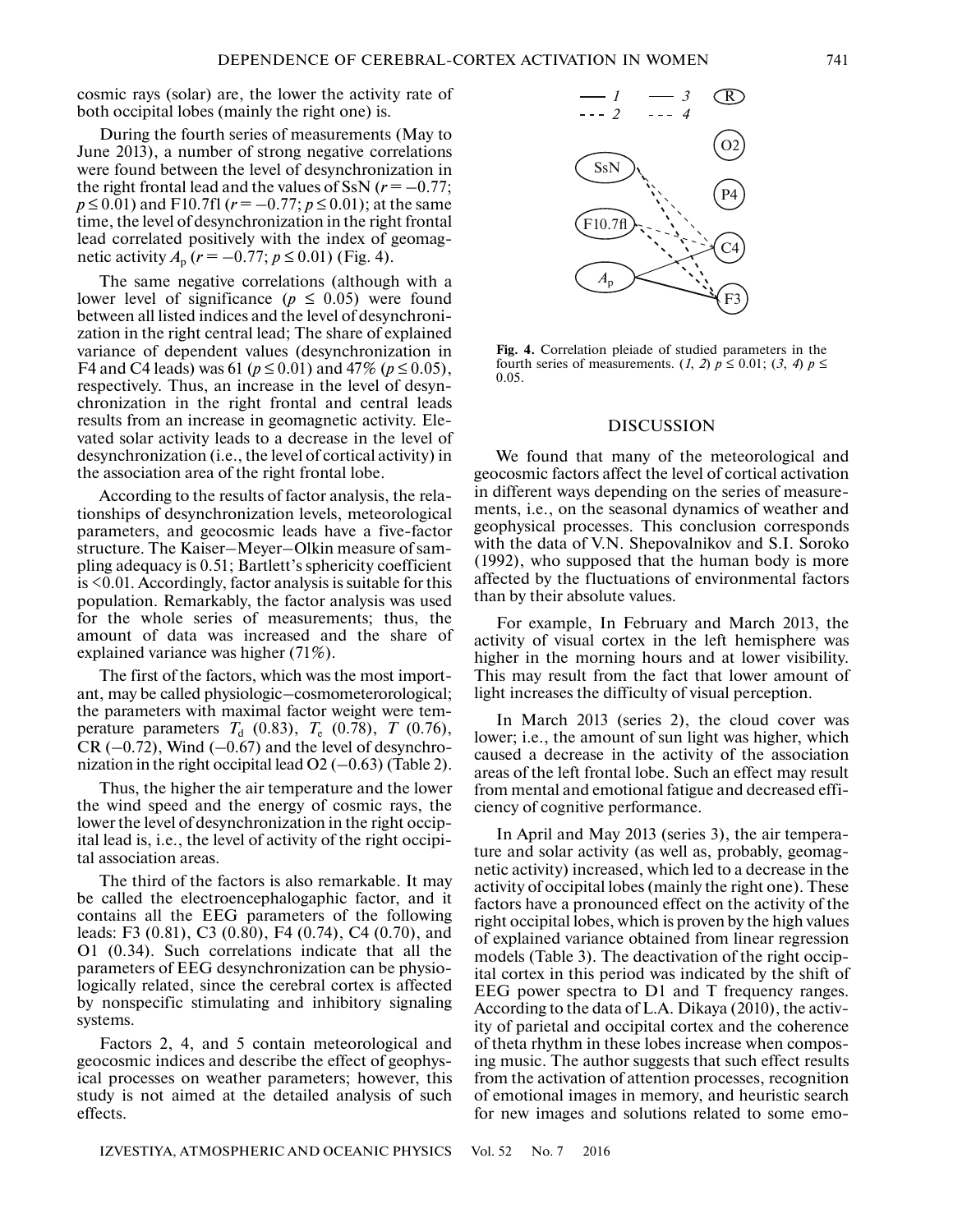cosmic rays (solar) are, the lower the activity rate of both occipital lobes (mainly the right one) is.

During the fourth series of measurements (May to June 2013), a number of strong negative correlations were found between the level of desynchronization in the right frontal lead and the values of SsN ($r = -0.77$; $p \leq 0.01$) and F10.7fl ($r = -0.77$; $p \leq 0.01$); at the same time, the level of desynchronization in the right frontal lead correlated positively with the index of geomagnetic activity $A_p$ ($r = -0.77$; $p \leq 0.01$) (Fig. 4).

The same negative correlations (although with a lower level of significance ($p \leq 0.05$) were found between all listed indices and the level of desynchronization in the right central lead; The share of explained variance of dependent values (desynchronization in F4 and C4 leads) was 61 ($p \leq 0.01$) and 47% ($p \leq 0.05$), respectively. Thus, an increase in the level of desynchronization in the right frontal and central leads results from an increase in geomagnetic activity. Elevated solar activity leads to a decrease in the level of desynchronization (i.e., the level of cortical activity) in the association area of the right frontal lobe.

According to the results of factor analysis, the relationships of desynchronization levels, meteorological parameters, and geocosmic leads have a five-factor structure. The Kaiser–Meyer–Olkin measure of sampling adequacy is 0.51; Bartlett's sphericity coefficient is <0.01. Accordingly, factor analysis is suitable for this population. Remarkably, the factor analysis was used for the whole series of measurements; thus, the amount of data was increased and the share of explained variance was higher (71%).

The first of the factors, which was the most important, may be called physiologic–cosmometerorological; the parameters with maximal factor weight were temperature parameters $T_d$ (0.83), $T_e$ (0.78), $T$ (0.76), CR (–0.72), Wind (–0.67) and the level of desynchronization in the right occipital lead O2 (–0.63) (Table 2).

Thus, the higher the air temperature and the lower the wind speed and the energy of cosmic rays, the lower the level of desynchronization in the right occipital lead is, i.e., the level of activity of the right occipital association areas.

The third of the factors is also remarkable. It may be called the electroencephalogaphic factor, and it contains all the EEG parameters of the following leads: F3 (0.81), C3 (0.80), F4 (0.74), C4 (0.70), and O1 (0.34). Such correlations indicate that all the parameters of EEG desynchronization can be physiologically related, since the cerebral cortex is affected by nonspecific stimulating and inhibitory signaling systems.

Factors 2, 4, and 5 contain meteorological and geocosmic indices and describe the effect of geophysical processes on weather parameters; however, this study is not aimed at the detailed analysis of such effects.

**Fig. 4.** Correlation pleiade of studied parameters in the fourth series of measurements. (*1*, *2*) $p \leq 0.01$; (*3*, *4*) $p \leq 0.05$.

## DISCUSSION

We found that many of the meteorological and geocosmic factors affect the level of cortical activation in different ways depending on the series of measurements, i.e., on the seasonal dynamics of weather and geophysical processes. This conclusion corresponds with the data of V.N. Shepovalnikov and S.I. Soroko (1992), who supposed that the human body is more affected by the fluctuations of environmental factors than by their absolute values.

For example, In February and March 2013, the activity of visual cortex in the left hemisphere was higher in the morning hours and at lower visibility. This may result from the fact that lower amount of light increases the difficulty of visual perception.

In March 2013 (series 2), the cloud cover was lower; i.e., the amount of sun light was higher, which caused a decrease in the activity of the association areas of the left frontal lobe. Such an effect may result from mental and emotional fatigue and decreased efficiency of cognitive performance.

In April and May 2013 (series 3), the air temperature and solar activity (as well as, probably, geomagnetic activity) increased, which led to a decrease in the activity of occipital lobes (mainly the right one). These factors have a pronounced effect on the activity of the right occipital lobes, which is proven by the high values of explained variance obtained from linear regression models (Table 3). The deactivation of the right occipital cortex in this period was indicated by the shift of EEG power spectra to D1 and T frequency ranges. According to the data of L.A. Dikaya (2010), the activity of parietal and occipital cortex and the coherence of theta rhythm in these lobes increase when composing music. The author suggests that such effect results from the activation of attention processes, recognition of emotional images in memory, and heuristic search for new images and solutions related to some emo-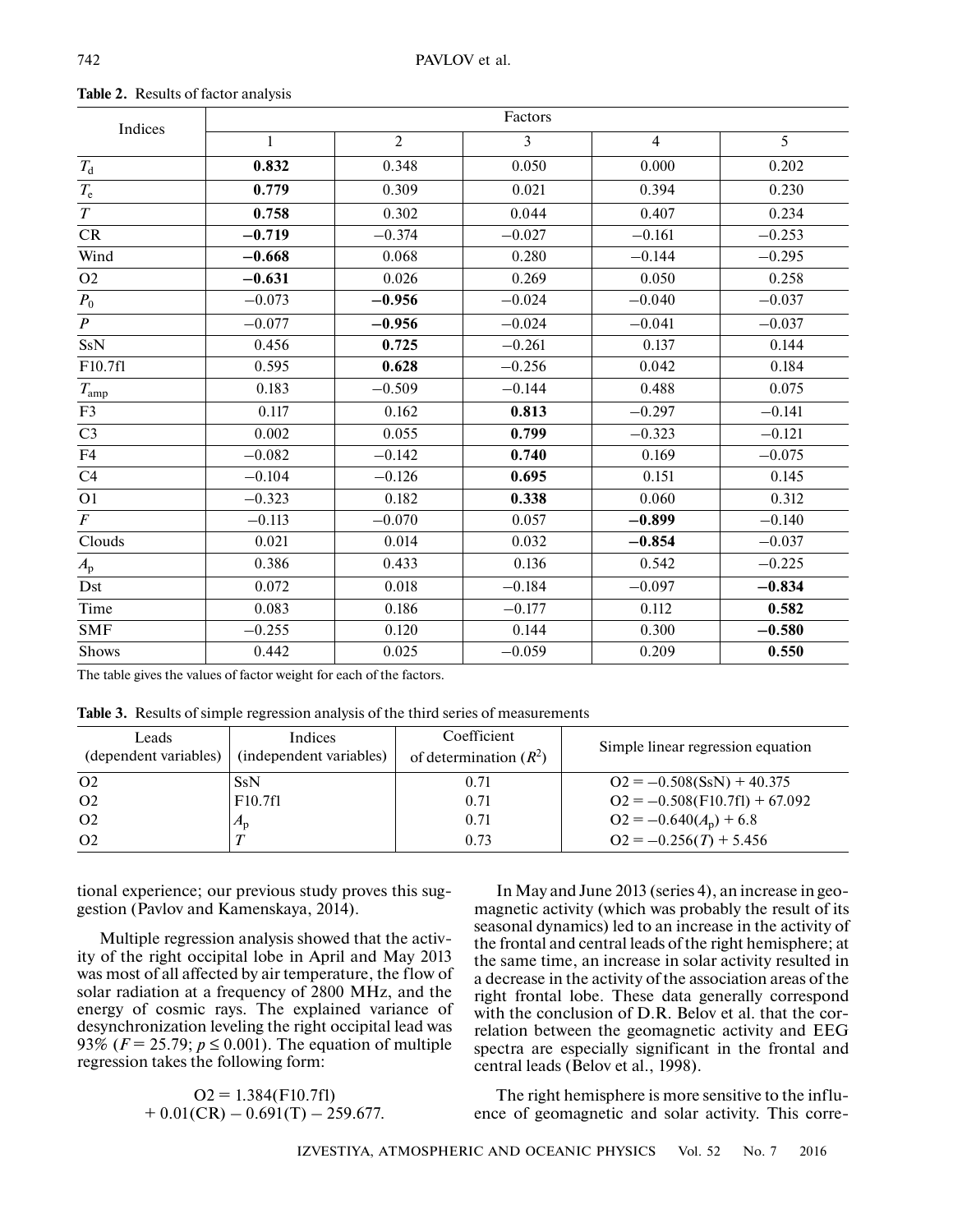**Table 2.** Results of factor analysis

| Indices | Factors | | | | |
|---|---|---|---|---|---|
| | 1 | 2 | 3 | 4 | 5 |
| $T_d$ | **0.832** | 0.348 | 0.050 | 0.000 | 0.202 |
| $T_e$ | **0.779** | 0.309 | 0.021 | 0.394 | 0.230 |
| $T$ | **0.758** | 0.302 | 0.044 | 0.407 | 0.234 |
| CR | **−0.719** | −0.374 | −0.027 | −0.161 | −0.253 |
| Wind | **−0.668** | 0.068 | 0.280 | −0.144 | −0.295 |
| O2 | **−0.631** | 0.026 | 0.269 | 0.050 | 0.258 |
| $P_0$ | −0.073 | **−0.956** | −0.024 | −0.040 | −0.037 |
| $P$ | −0.077 | **−0.956** | −0.024 | −0.041 | −0.037 |
| SsN | 0.456 | **0.725** | −0.261 | 0.137 | 0.144 |
| F10.7fl | 0.595 | **0.628** | −0.256 | 0.042 | 0.184 |
| $T_{amp}$ | 0.183 | −0.509 | −0.144 | 0.488 | 0.075 |
| F3 | 0.117 | 0.162 | **0.813** | −0.297 | −0.141 |
| C3 | 0.002 | 0.055 | **0.799** | −0.323 | −0.121 |
| F4 | −0.082 | −0.142 | **0.740** | 0.169 | −0.075 |
| C4 | −0.104 | −0.126 | **0.695** | 0.151 | 0.145 |
| O1 | −0.323 | 0.182 | **0.338** | 0.060 | 0.312 |
| $F$ | −0.113 | −0.070 | 0.057 | **−0.899** | −0.140 |
| Clouds | 0.021 | 0.014 | 0.032 | **−0.854** | −0.037 |
| $A_p$ | 0.386 | 0.433 | 0.136 | 0.542 | −0.225 |
| Dst | 0.072 | 0.018 | −0.184 | −0.097 | **−0.834** |
| Time | 0.083 | 0.186 | −0.177 | 0.112 | **0.582** |
| SMF | −0.255 | 0.120 | 0.144 | 0.300 | **−0.580** |
| Shows | 0.442 | 0.025 | −0.059 | 0.209 | **0.550** |

The table gives the values of factor weight for each of the factors.

**Table 3.** Results of simple regression analysis of the third series of measurements

| Leads (dependent variables) | Indices (independent variables) | Coefficient of determination ($R^2$) | Simple linear regression equation |
|---|---|---|---|
| O2 | SsN | 0.71 | O2 = −0.508(SsN) + 40.375 |
| O2 | F10.7fl | 0.71 | O2 = −0.508(F10.7fl) + 67.092 |
| O2 | $A_p$ | 0.71 | O2 = −0.640($A_p$) + 6.8 |
| O2 | $T$ | 0.73 | O2 = −0.256($T$) + 5.456 |

tional experience; our previous study proves this suggestion (Pavlov and Kamenskaya, 2014).

Multiple regression analysis showed that the activity of the right occipital lobe in April and May 2013 was most of all affected by air temperature, the flow of solar radiation at a frequency of 2800 MHz, and the energy of cosmic rays. The explained variance of desynchronization leveling the right occipital lead was 93% ($F = 25.79$; $p \leq 0.001$). The equation of multiple regression takes the following form:

$$\text{O2} = 1.384(\text{F10.7fl}) + 0.01(\text{CR}) - 0.691(\text{T}) - 259.677.$$

In May and June 2013 (series 4), an increase in geomagnetic activity (which was probably the result of its seasonal dynamics) led to an increase in the activity of the frontal and central leads of the right hemisphere; at the same time, an increase in solar activity resulted in a decrease in the activity of the association areas of the right frontal lobe. These data generally correspond with the conclusion of D.R. Belov et al. that the correlation between the geomagnetic activity and EEG spectra are especially significant in the frontal and central leads (Belov et al., 1998).

The right hemisphere is more sensitive to the influence of geomagnetic and solar activity. This corre-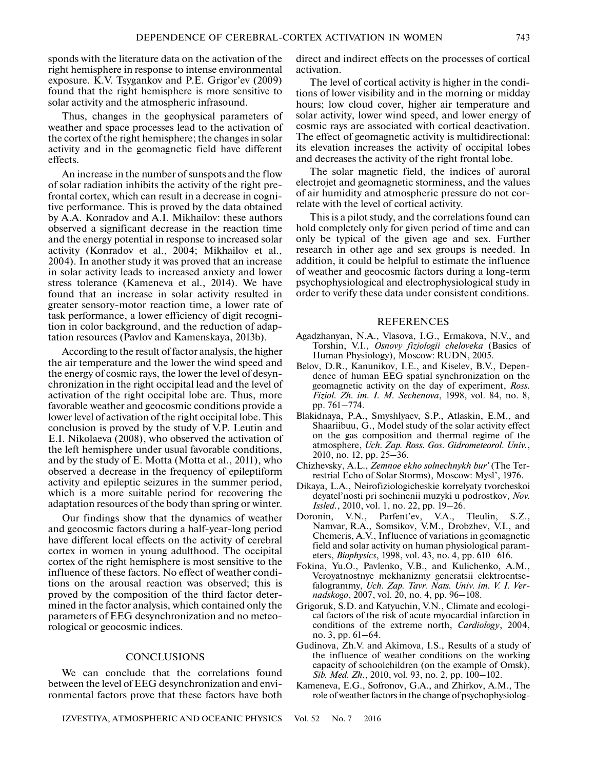sponds with the literature data on the activation of the right hemisphere in response to intense environmental exposure. K.V. Tsygankov and P.E. Grigor'ev (2009) found that the right hemisphere is more sensitive to solar activity and the atmospheric infrasound.

Thus, changes in the geophysical parameters of weather and space processes lead to the activation of the cortex of the right hemisphere; the changes in solar activity and in the geomagnetic field have different effects.

An increase in the number of sunspots and the flow of solar radiation inhibits the activity of the right prefrontal cortex, which can result in a decrease in cognitive performance. This is proved by the data obtained by A.A. Konradov and A.I. Mikhailov: these authors observed a significant decrease in the reaction time and the energy potential in response to increased solar activity (Konradov et al., 2004; Mikhailov et al., 2004). In another study it was proved that an increase in solar activity leads to increased anxiety and lower stress tolerance (Kameneva et al., 2014). We have found that an increase in solar activity resulted in greater sensory-motor reaction time, a lower rate of task performance, a lower efficiency of digit recognition in color background, and the reduction of adaptation resources (Pavlov and Kamenskaya, 2013b).

According to the result of factor analysis, the higher the air temperature and the lower the wind speed and the energy of cosmic rays, the lower the level of desynchronization in the right occipital lead and the level of activation of the right occipital lobe are. Thus, more favorable weather and geocosmic conditions provide a lower level of activation of the right occipital lobe. This conclusion is proved by the study of V.P. Leutin and E.I. Nikolaeva (2008), who observed the activation of the left hemisphere under usual favorable conditions, and by the study of E. Motta (Motta et al., 2011), who observed a decrease in the frequency of epileptiform activity and epileptic seizures in the summer period, which is a more suitable period for recovering the adaptation resources of the body than spring or winter.

Our findings show that the dynamics of weather and geocosmic factors during a half-year-long period have different local effects on the activity of cerebral cortex in women in young adulthood. The occipital cortex of the right hemisphere is most sensitive to the influence of these factors. No effect of weather conditions on the arousal reaction was observed; this is proved by the composition of the third factor determined in the factor analysis, which contained only the parameters of EEG desynchronization and no meteorological or geocosmic indices.

## CONCLUSIONS

We can conclude that the correlations found between the level of EEG desynchronization and environmental factors prove that these factors have both direct and indirect effects on the processes of cortical activation.

The level of cortical activity is higher in the conditions of lower visibility and in the morning or midday hours; low cloud cover, higher air temperature and solar activity, lower wind speed, and lower energy of cosmic rays are associated with cortical deactivation. The effect of geomagnetic activity is multidirectional: its elevation increases the activity of occipital lobes and decreases the activity of the right frontal lobe.

The solar magnetic field, the indices of auroral electrojet and geomagnetic storminess, and the values of air humidity and atmospheric pressure do not correlate with the level of cortical activity.

This is a pilot study, and the correlations found can hold completely only for given period of time and can only be typical of the given age and sex. Further research in other age and sex groups is needed. In addition, it could be helpful to estimate the influence of weather and geocosmic factors during a long-term psychophysiological and electrophysiological study in order to verify these data under consistent conditions.

## REFERENCES

Agadzhanyan, N.A., Vlasova, I.G., Ermakova, N.V., and Torshin, V.I., *Osnovy fiziologii cheloveka* (Basics of Human Physiology), Moscow: RUDN, 2005.

Belov, D.R., Kanunikov, I.E., and Kiselev, B.V., Dependence of human EEG spatial synchronization on the geomagnetic activity on the day of experiment, *Ross. Fiziol. Zh. im. I. M. Sechenova*, 1998, vol. 84, no. 8, pp. 761–774.

Blakidnaya, P.A., Smyshlyaev, S.P., Atlaskin, E.M., and Shaariibuu, G., Model study of the solar activity effect on the gas composition and thermal regime of the atmosphere, *Uch. Zap. Ross. Gos. Gidrometeorol. Univ.*, 2010, no. 12, pp. 25–36.

Chizhevsky, A.L., *Zemnoe ekho solnechnykh bur'* (The Terrestrial Echo of Solar Storms), Moscow: Mysl', 1976.

Dikaya, L.A., Neirofiziologicheskie korrelyaty tvorcheskoi deyatel'nosti pri sochinenii muzyki u podrostkov, *Nov. Issled.*, 2010, vol. 1, no. 22, pp. 19–26.

Doronin, V.N., Parfent'ev, V.A., Tleulin, S.Z., Namvar, R.A., Somsikov, V.M., Drobzhev, V.I., and Chemeris, A.V., Influence of variations in geomagnetic field and solar activity on human physiological parameters, *Biophysics*, 1998, vol. 43, no. 4, pp. 610–616.

Fokina, Yu.O., Pavlenko, V.B., and Kulichenko, A.M., Veroyatnostnye mekhanizmy generatsii elektroentsefalogrammy, *Uch. Zap. Tavr. Nats. Univ. im. V. I. Vernadskogo*, 2007, vol. 20, no. 4, pp. 96–108.

Grigoruk, S.D. and Katyuchin, V.N., Climate and ecological factors of the risk of acute myocardial infarction in conditions of the extreme north, *Cardiology*, 2004, no. 3, pp. 61–64.

Gudinova, Zh.V. and Akimova, I.S., Results of a study of the influence of weather conditions on the working capacity of schoolchildren (on the example of Omsk), *Sib. Med. Zh.*, 2010, vol. 93, no. 2, pp. 100–102.

Kameneva, E.G., Sofronov, G.A., and Zhirkov, A.M., The role of weather factors in the change of psychophysiolog-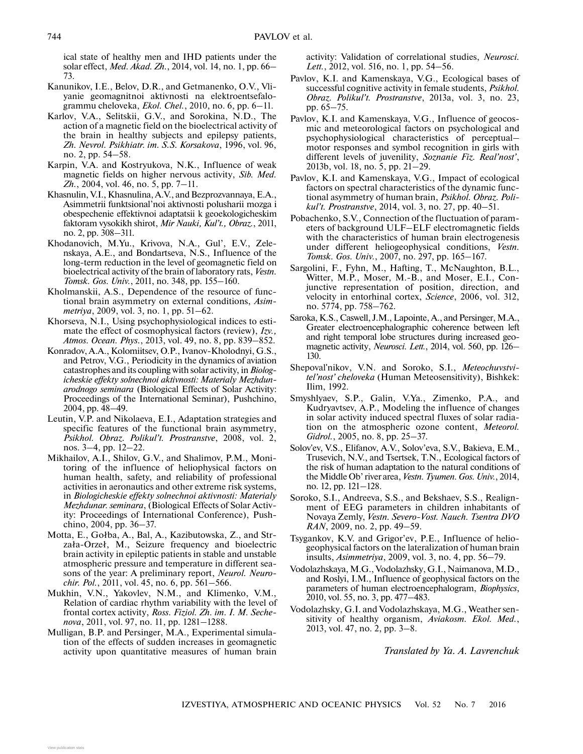ical state of healthy men and IHD patients under the solar effect, *Med. Akad. Zh.*, 2014, vol. 14, no. 1, pp. 66–73.

Kanunikov, I.E., Belov, D.R., and Getmanenko, O.V., Vliyanie geomagnitnoi aktivnosti na elektroentsefalogrammu cheloveka, *Ekol. Chel.*, 2010, no. 6, pp. 6–11.

Karlov, V.A., Selitskii, G.V., and Sorokina, N.D., The action of a magnetic field on the bioelectrical activity of the brain in healthy subjects and epilepsy patients, *Zh. Nevrol. Psikhiatr. im. S.S. Korsakova*, 1996, vol. 96, no. 2, pp. 54–58.

Karpin, V.A. and Kostryukova, N.K., Influence of weak magnetic fields on higher nervous activity, *Sib. Med. Zh.*, 2004, vol. 46, no. 5, pp. 7–11.

Khasnulin, V.I., Khasnulina, A.V., and Bezprozvannaya, E.A., Asimmetrii funktsional'noi aktivnosti polusharii mozga i obespechenie effektivnoi adaptatsii k geoekologicheskim faktoram vysokikh shirot, *Mir Nauki, Kul't., Obraz.*, 2011, no. 2, pp. 308–311.

Khodanovich, M.Yu., Krivova, N.A., Gul', E.V., Zelenskaya, A.E., and Bondartseva, N.S., Influence of the long-term reduction in the level of geomagnetic field on bioelectrical activity of the brain of laboratory rats, *Vestn. Tomsk. Gos. Univ.*, 2011, no. 348, pp. 155–160.

Kholmanskii, A.S., Dependence of the resource of functional brain asymmetry on external conditions, *Asimmetriya*, 2009, vol. 3, no. 1, pp. 51–62.

Khorseva, N.I., Using psychophysiological indices to estimate the effect of cosmophysical factors (review), *Izv., Atmos. Ocean. Phys.*, 2013, vol. 49, no. 8, pp. 839–852.

Konradov, A.A., Kolomiitsev, O.P., Ivanov-Kholodnyi, G.S., and Petrov, V.G., Periodicity in the dynamics of aviation catastrophes and its coupling with solar activity, in *Biologicheskie effekty solnechnoi aktivnosti: Materialy Mezhdunarodnogo seminara* (Biological Effects of Solar Activity: Proceedings of the International Seminar), Pushchino, 2004, pp. 48–49.

Leutin, V.P. and Nikolaeva, E.I., Adaptation strategies and specific features of the functional brain asymmetry, *Psikhol. Obraz. Polikul't. Prostranstve*, 2008, vol. 2, nos. 3–4, pp. 12–22.

Mikhailov, A.I., Shilov, G.V., and Shalimov, P.M., Monitoring of the influence of heliophysical factors on human health, safety, and reliability of professional activities in aeronautics and other extreme risk systems, in *Biologicheskie effekty solnechnoi aktivnosti: Materialy Mezhdunar. seminara*, (Biological Effects of Solar Activity: Proceedings of International Conference), Pushchino, 2004, pp. 36–37.

Motta, E., Gołba, A., Bal, A., Kazibutowska, Z., and Strzała-Orzeł, M., Seizure frequency and bioelectric brain activity in epileptic patients in stable and unstable atmospheric pressure and temperature in different seasons of the year: A preliminary report, *Neurol. Neurochir. Pol.*, 2011, vol. 45, no. 6, pp. 561–566.

Mukhin, V.N., Yakovlev, N.M., and Klimenko, V.M., Relation of cardiac rhythm variability with the level of frontal cortex activity, *Ross. Fiziol. Zh. im. I. M. Sechenova*, 2011, vol. 97, no. 11, pp. 1281–1288.

Mulligan, B.P. and Persinger, M.A., Experimental simulation of the effects of sudden increases in geomagnetic activity upon quantitative measures of human brain activity: Validation of correlational studies, *Neurosci. Lett.*, 2012, vol. 516, no. 1, pp. 54–56.

Pavlov, K.I. and Kamenskaya, V.G., Ecological bases of successful cognitive activity in female students, *Psikhol. Obraz. Polikul't. Prostranstve*, 2013a, vol. 3, no. 23, pp. 65–75.

Pavlov, K.I. and Kamenskaya, V.G., Influence of geocosmic and meteorological factors on psychological and psychophysiological characteristics of perceptual–motor responses and symbol recognition in girls with different levels of juvenility, *Soznanie Fiz. Real'nost'*, 2013b, vol. 18, no. 5, pp. 21–29.

Pavlov, K.I. and Kamenskaya, V.G., Impact of ecological factors on spectral characteristics of the dynamic functional asymmetry of human brain, *Psikhol. Obraz. Polikul't. Prostranstve*, 2014, vol. 3, no. 27, pp. 40–51.

Pobachenko, S.V., Connection of the fluctuation of parameters of background ULF–ELF electromagnetic fields with the characteristics of human brain electrogenesis under different heliogeophysical conditions, *Vestn. Tomsk. Gos. Univ.*, 2007, no. 297, pp. 165–167.

Sargolini, F., Fyhn, M., Hafting, T., McNaughton, B.L., Witter, M.P., Moser, M.-B., and Moser, E.I., Conjunctive representation of position, direction, and velocity in entorhinal cortex, *Science*, 2006, vol. 312, no. 5774, pp. 758–762.

Saroka, K.S., Caswell, J.M., Lapointe, A., and Persinger, M.A., Greater electroencephalographic coherence between left and right temporal lobe structures during increased geomagnetic activity, *Neurosci. Lett.*, 2014, vol. 560, pp. 126–130.

Shepoval'nikov, V.N. and Soroko, S.I., *Meteochuvstvitel'nost' cheloveka* (Human Meteosensitivity), Bishkek: Ilim, 1992.

Smyshlyaev, S.P., Galin, V.Ya., Zimenko, P.A., and Kudryavtsev, A.P., Modeling the influence of changes in solar activity induced spectral fluxes of solar radiation on the atmospheric ozone content, *Meteorol. Gidrol.*, 2005, no. 8, pp. 25–37.

Solov'ev, V.S., Elifanov, A.V., Solov'eva, S.V., Bakieva, E.M., Trusevich, N.V., and Tsertsek, T.N., Ecological factors of the risk of human adaptation to the natural conditions of the Middle Ob' river area, *Vestn. Tyumen. Gos. Univ.*, 2014, no. 12, pp. 121–128.

Soroko, S.I., Andreeva, S.S., and Bekshaev, S.S., Realignment of EEG parameters in children inhabitants of Novaya Zemly, *Vestn. Severo-Vost. Nauch. Tsentra DVO RAN*, 2009, no. 2, pp. 49–59.

Tsygankov, K.V. and Grigor'ev, P.E., Influence of heliogeophysical factors on the lateralization of human brain insults, *Asimmetriya*, 2009, vol. 3, no. 4, pp. 56–79.

Vodolazhskaya, M.G., Vodolazhsky, G.I., Naimanova, M.D., and Roslyi, I.M., Influence of geophysical factors on the parameters of human electroencephalogram, *Biophysics*, 2010, vol. 55, no. 3, pp. 477–483.

Vodolazhsky, G.I. and Vodolazhskaya, M.G., Weather sensitivity of healthy organism, *Aviakosm. Ekol. Med.*, 2013, vol. 47, no. 2, pp. 3–8.

*Translated by Ya. A. Lavrenchuk*